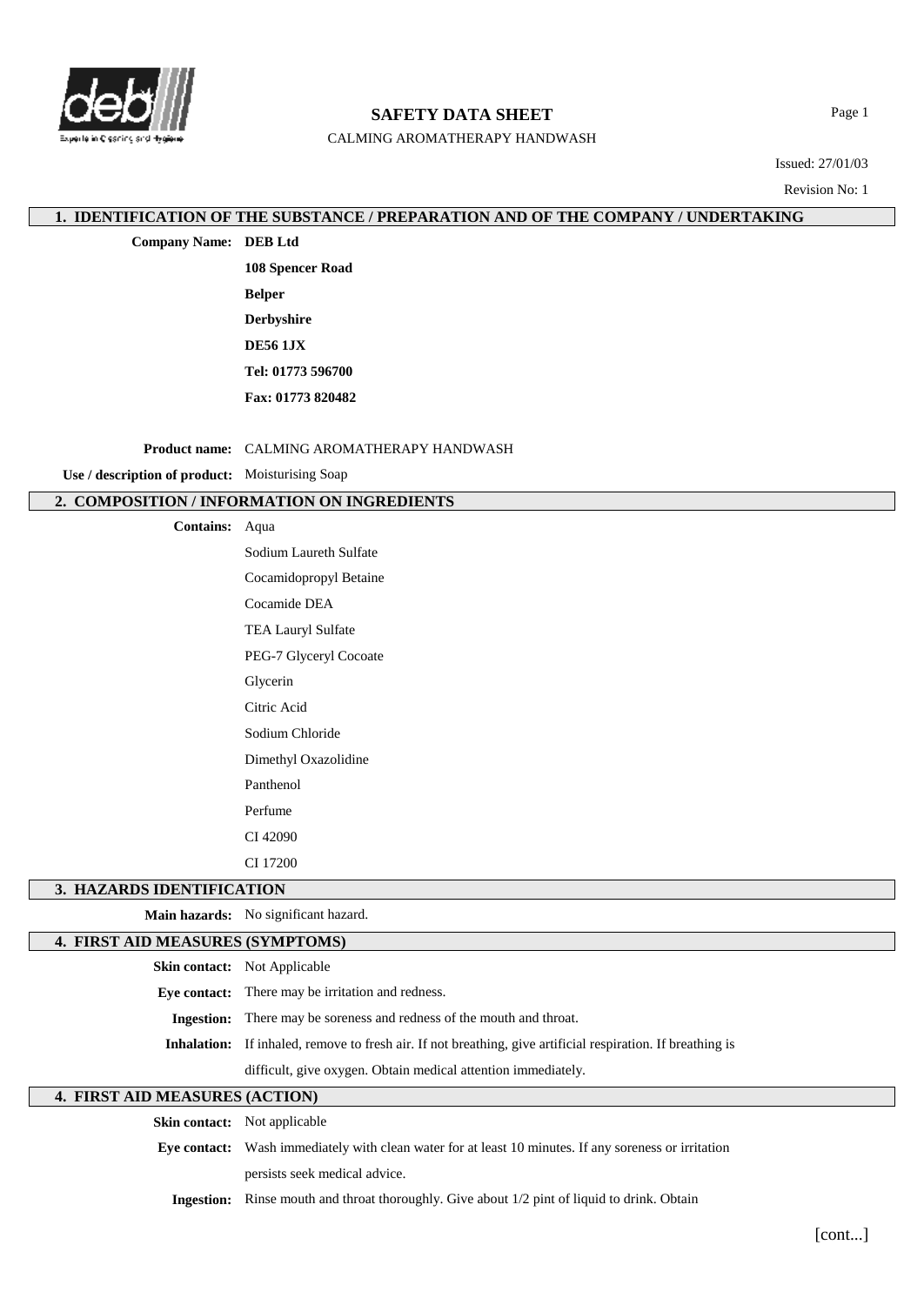# SAFETY DATA SHEET

CALMING AROMATHERAPY HANDWASH

Issued: 27/01/03

Revision No: 1

## 1. IDENTIFICATION OF THE SUBSTANCE / PREPARATION AND OF THE COMPANY / UNDERTAKING

**Company Name:** **DEB Ltd**

**108 Spencer Road**

**Belper**

**Derbyshire**

**DE56 1JX**

**Tel: 01773 596700**

**Fax: 01773 820482**

**Product name:** CALMING AROMATHERAPY HANDWASH

**Use / description of product:** Moisturising Soap

## 2. COMPOSITION / INFORMATION ON INGREDIENTS

**Contains:**

- Aqua
- Sodium Laureth Sulfate
- Cocamidopropyl Betaine
- Cocamide DEA
- TEA Lauryl Sulfate
- PEG-7 Glyceryl Cocoate
- Glycerin
- Citric Acid
- Sodium Chloride
- Dimethyl Oxazolidine
- Panthenol
- Perfume
- CI 42090
- CI 17200

## 3. HAZARDS IDENTIFICATION

**Main hazards:** No significant hazard.

## 4. FIRST AID MEASURES (SYMPTOMS)

**Skin contact:** Not Applicable

**Eye contact:** There may be irritation and redness.

**Ingestion:** There may be soreness and redness of the mouth and throat.

**Inhalation:** If inhaled, remove to fresh air. If not breathing, give artificial respiration. If breathing is difficult, give oxygen. Obtain medical attention immediately.

## 4. FIRST AID MEASURES (ACTION)

**Skin contact:** Not applicable

**Eye contact:** Wash immediately with clean water for at least 10 minutes. If any soreness or irritation persists seek medical advice.

**Ingestion:** Rinse mouth and throat thoroughly. Give about 1/2 pint of liquid to drink. Obtain

[cont...]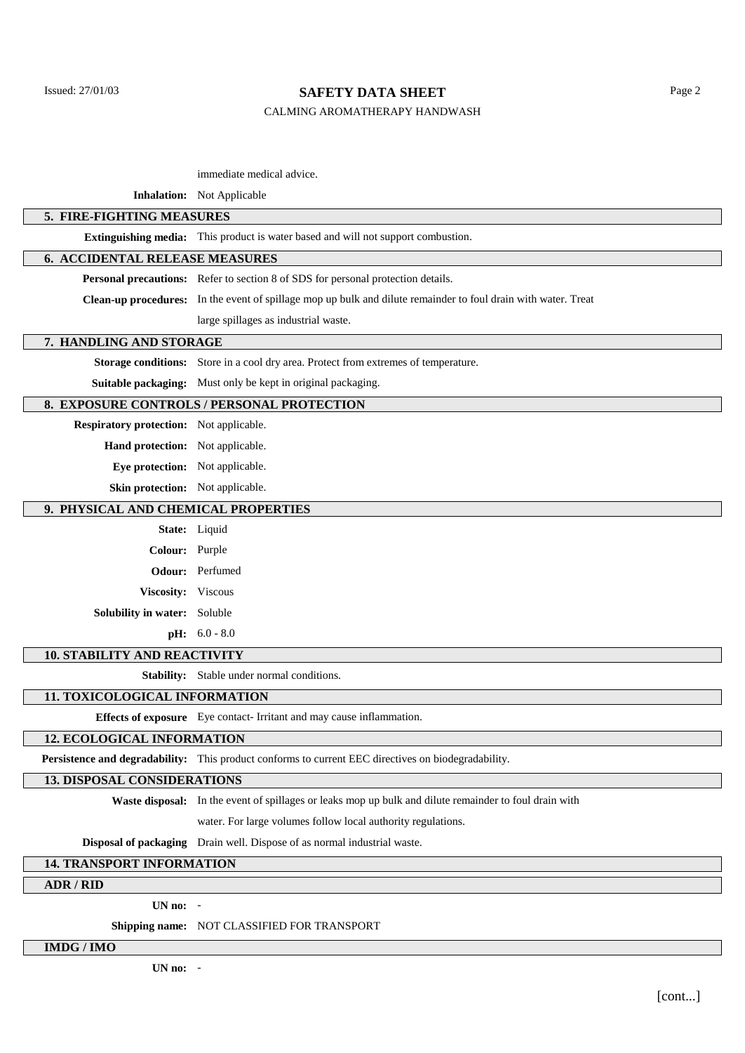immediate medical advice.

**Inhalation:** Not Applicable

## 5. FIRE-FIGHTING MEASURES

**Extinguishing media:** This product is water based and will not support combustion.

## 6. ACCIDENTAL RELEASE MEASURES

**Personal precautions:** Refer to section 8 of SDS for personal protection details.

**Clean-up procedures:** In the event of spillage mop up bulk and dilute remainder to foul drain with water. Treat large spillages as industrial waste.

## 7. HANDLING AND STORAGE

**Storage conditions:** Store in a cool dry area. Protect from extremes of temperature.

**Suitable packaging:** Must only be kept in original packaging.

## 8. EXPOSURE CONTROLS / PERSONAL PROTECTION

**Respiratory protection:** Not applicable.

**Hand protection:** Not applicable.

**Eye protection:** Not applicable.

**Skin protection:** Not applicable.

## 9. PHYSICAL AND CHEMICAL PROPERTIES

**State:** Liquid

**Colour:** Purple

**Odour:** Perfumed

**Viscosity:** Viscous

**Solubility in water:** Soluble

**pH:** 6.0 - 8.0

## 10. STABILITY AND REACTIVITY

**Stability:** Stable under normal conditions.

## 11. TOXICOLOGICAL INFORMATION

**Effects of exposure** Eye contact- Irritant and may cause inflammation.

## 12. ECOLOGICAL INFORMATION

**Persistence and degradability:** This product conforms to current EEC directives on biodegradability.

## 13. DISPOSAL CONSIDERATIONS

**Waste disposal:** In the event of spillages or leaks mop up bulk and dilute remainder to foul drain with water. For large volumes follow local authority regulations.

**Disposal of packaging** Drain well. Dispose of as normal industrial waste.

## 14. TRANSPORT INFORMATION

### ADR / RID

**UN no:** -

**Shipping name:** NOT CLASSIFIED FOR TRANSPORT

### IMDG / IMO

**UN no:** -

[cont...]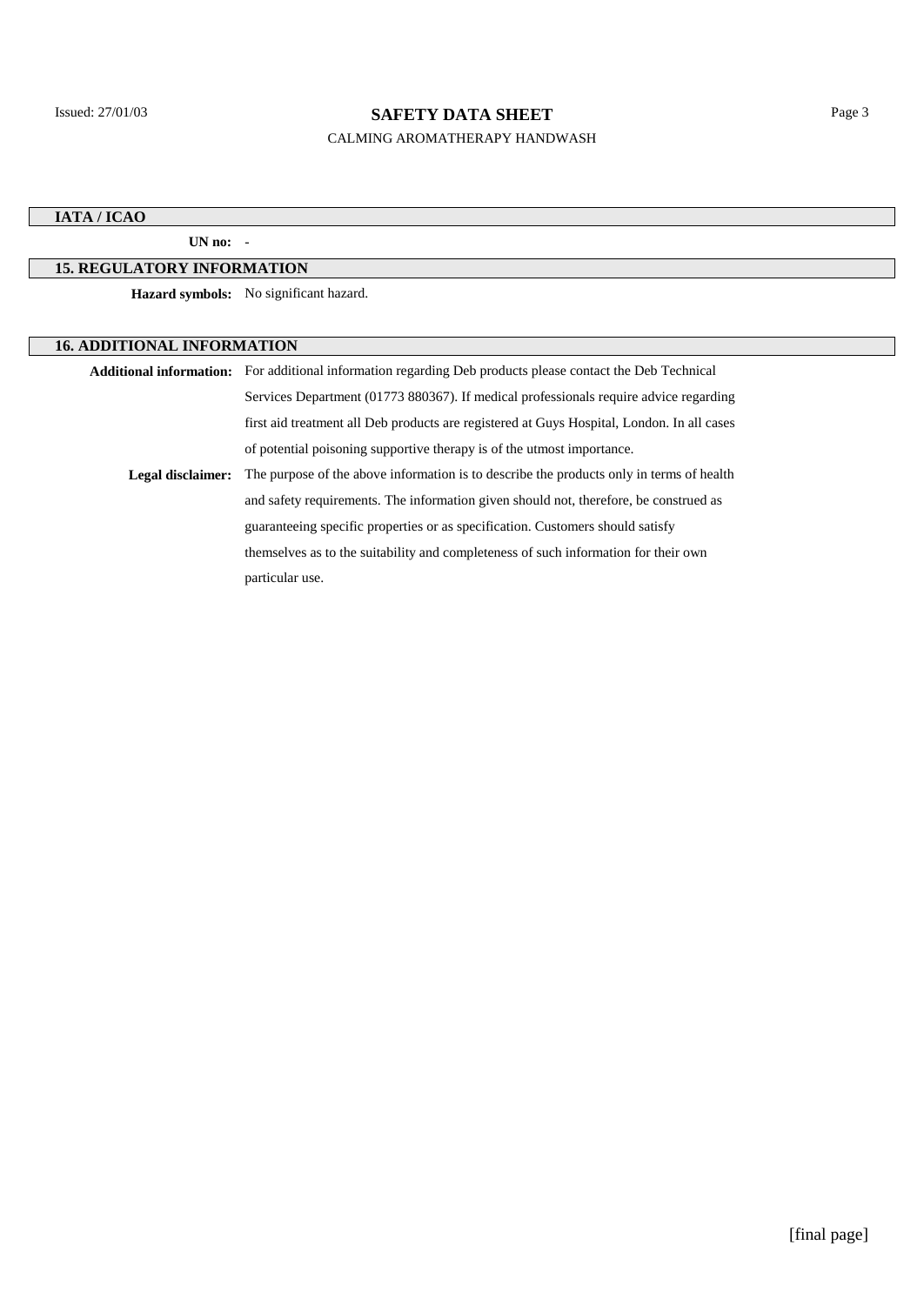**IATA / ICAO**

**UN no:** -

## 15. REGULATORY INFORMATION

**Hazard symbols:** No significant hazard.

## 16. ADDITIONAL INFORMATION

**Additional information:** For additional information regarding Deb products please contact the Deb Technical Services Department (01773 880367). If medical professionals require advice regarding first aid treatment all Deb products are registered at Guys Hospital, London. In all cases of potential poisoning supportive therapy is of the utmost importance.

**Legal disclaimer:** The purpose of the above information is to describe the products only in terms of health and safety requirements. The information given should not, therefore, be construed as guaranteeing specific properties or as specification. Customers should satisfy themselves as to the suitability and completeness of such information for their own particular use.

[final page]